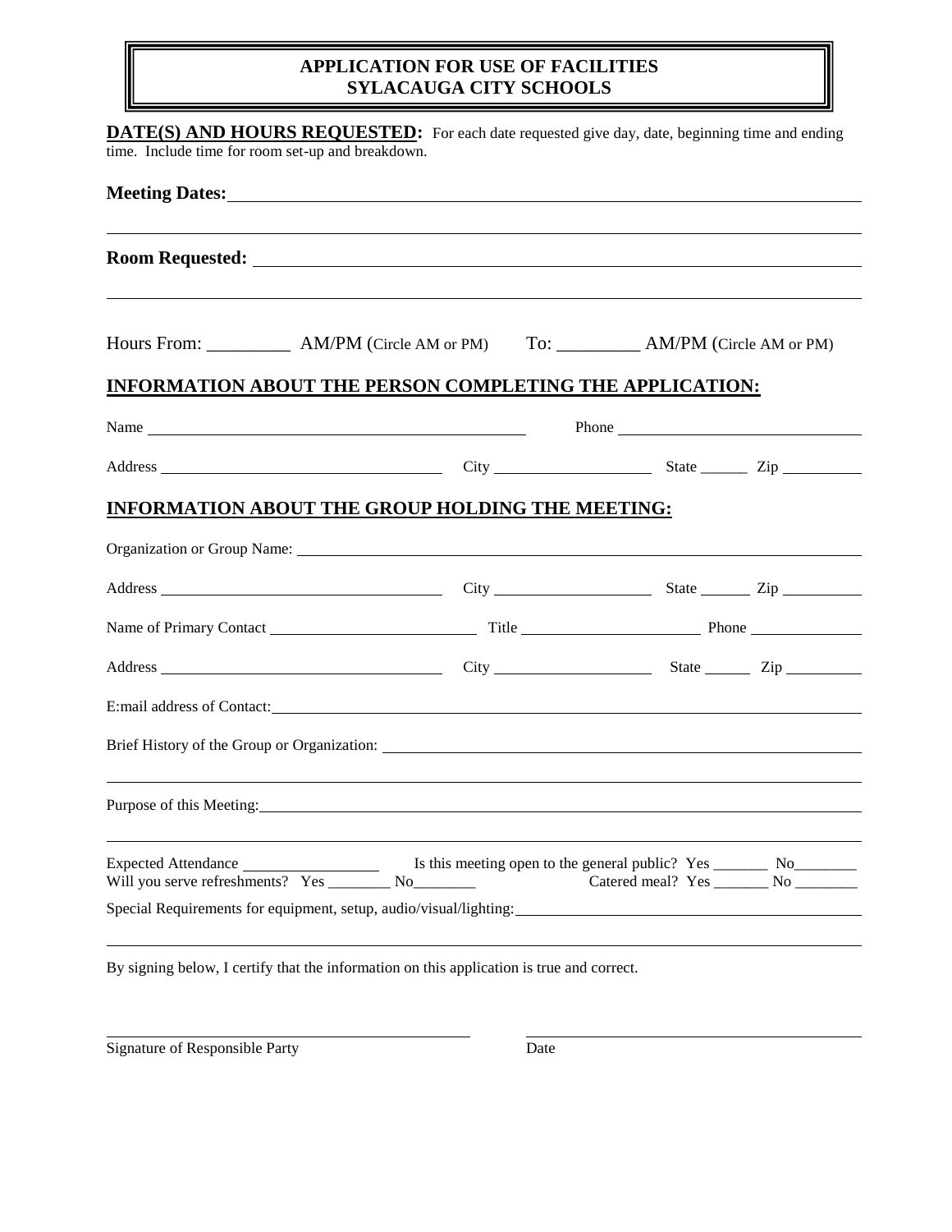# APPLICATION FOR USE OF FACILITIES
# SYLACAUGA CITY SCHOOLS

**DATE(S) AND HOURS REQUESTED:** For each date requested give day, date, beginning time and ending time. Include time for room set-up and breakdown.

**Meeting Dates:** ________________________________________________________________

______________________________________________________________________________

**Room Requested:** ______________________________________________________________

______________________________________________________________________________

Hours From: _________ AM/PM (Circle AM or PM) To: _________ AM/PM (Circle AM or PM)

## INFORMATION ABOUT THE PERSON COMPLETING THE APPLICATION:

Name ______________________________________ Phone ________________________

Address ____________________________ City _________________ State ______ Zip _________

## INFORMATION ABOUT THE GROUP HOLDING THE MEETING:

Organization or Group Name: _______________________________________________________

Address ____________________________ City _________________ State ______ Zip _________

Name of Primary Contact ______________________ Title ____________________ Phone ____________

Address ____________________________ City _________________ State ______ Zip _________

E:mail address of Contact: __________________________________________________________

Brief History of the Group or Organization: ____________________________________________

______________________________________________________________________________

Purpose of this Meeting: ____________________________________________________________

______________________________________________________________________________

Expected Attendance ______________ Is this meeting open to the general public? Yes _______ No________

Will you serve refreshments? Yes ________ No________ Catered meal? Yes _______ No ________

Special Requirements for equipment, setup, audio/visual/lighting: ______________________________

______________________________________________________________________________

By signing below, I certify that the information on this application is true and correct.

______________________________________ ______________________________________

Signature of Responsible Party Date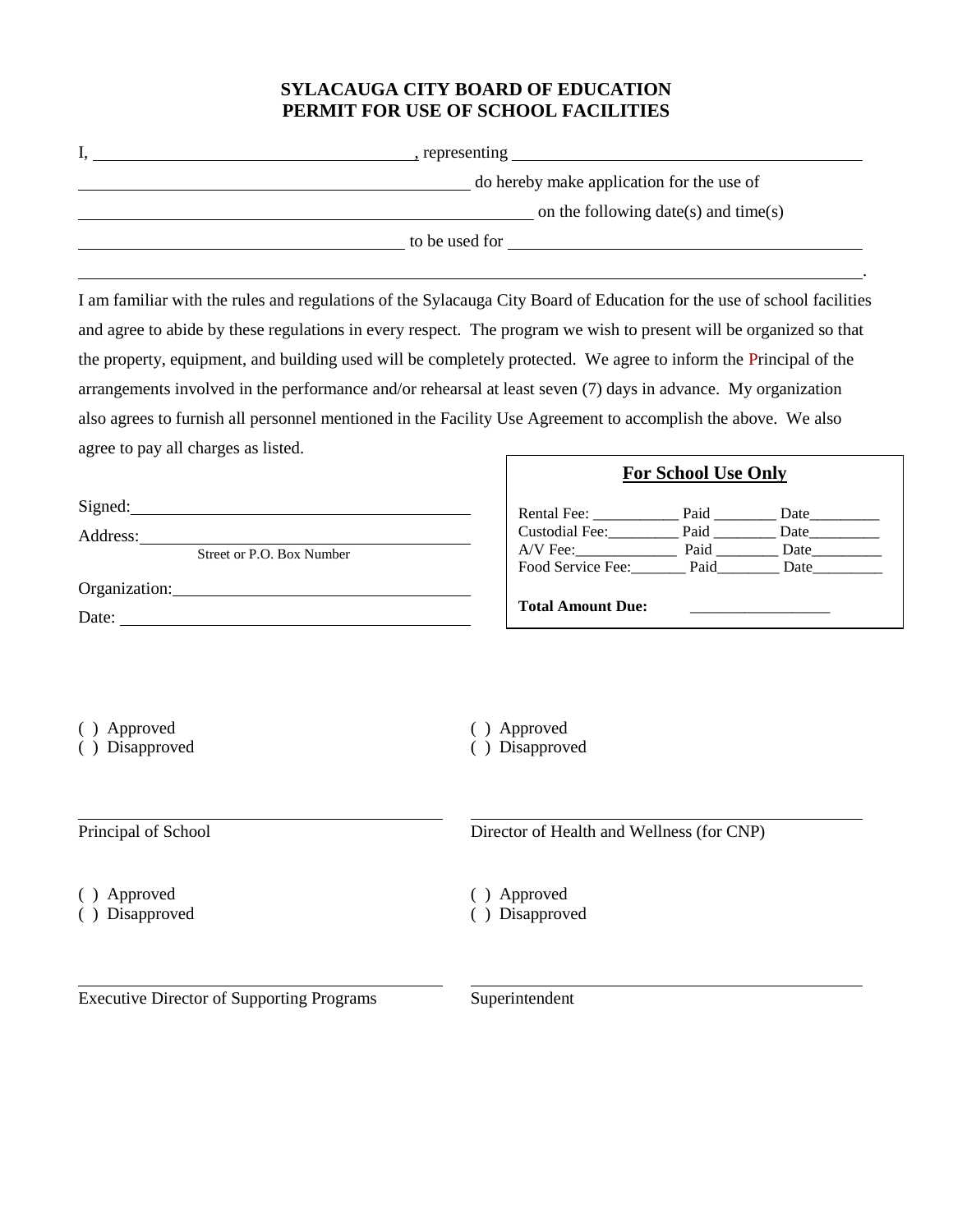# SYLACAUGA CITY BOARD OF EDUCATION
# PERMIT FOR USE OF SCHOOL FACILITIES

I, ______________________________, representing ______________________________

______________________________ do hereby make application for the use of

______________________________ on the following date(s) and time(s)

______________________________ to be used for ______________________________

______________________________________________________________________.

I am familiar with the rules and regulations of the Sylacauga City Board of Education for the use of school facilities and agree to abide by these regulations in every respect. The program we wish to present will be organized so that the property, equipment, and building used will be completely protected. We agree to inform the Principal of the arrangements involved in the performance and/or rehearsal at least seven (7) days in advance. My organization also agrees to furnish all personnel mentioned in the Facility Use Agreement to accomplish the above. We also agree to pay all charges as listed.

Signed: ______________________________

Address: ______________________________
Street or P.O. Box Number

Organization: ______________________________

Date: ______________________________

**For School Use Only**

Rental Fee: ___________ Paid ________ Date_________
Custodial Fee:_________ Paid ________ Date_________
A/V Fee:_____________ Paid ________ Date_________
Food Service Fee:_______ Paid________ Date_________

**Total Amount Due:** _________________

( ) Approved
( ) Disapproved

______________________________
Principal of School

( ) Approved
( ) Disapproved

______________________________
Director of Health and Wellness (for CNP)

( ) Approved
( ) Disapproved

______________________________
Executive Director of Supporting Programs

( ) Approved
( ) Disapproved

______________________________
Superintendent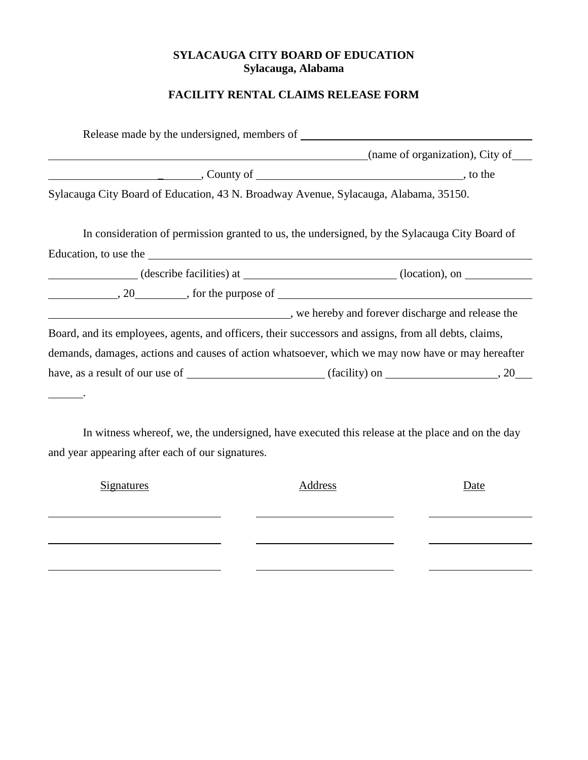**SYLACAUGA CITY BOARD OF EDUCATION**
**Sylacauga, Alabama**

**FACILITY RENTAL CLAIMS RELEASE FORM**

Release made by the undersigned, members of ________________________________________ ____________________________________________________(name of organization), City of ___ ______________________, County of ____________________________________, to the Sylacauga City Board of Education, 43 N. Broadway Avenue, Sylacauga, Alabama, 35150.

In consideration of permission granted to us, the undersigned, by the Sylacauga City Board of Education, to use the ______________________________________________________________ _______________ (describe facilities) at ___________________________ (location), on ___________ ___________, 20_________, for the purpose of ____________________________________________ __________________________________________, we hereby and forever discharge and release the Board, and its employees, agents, and officers, their successors and assigns, from all debts, claims, demands, damages, actions and causes of action whatsoever, which we may now have or may hereafter have, as a result of our use of ________________________ (facility) on ___________________, 20___ ______.

In witness whereof, we, the undersigned, have executed this release at the place and on the day and year appearing after each of our signatures.

| Signatures | Address | Date |
|---|---|---|
| ______________________ | ______________________ | ______________ |
| ______________________ | ______________________ | ______________ |
| ______________________ | ______________________ | ______________ |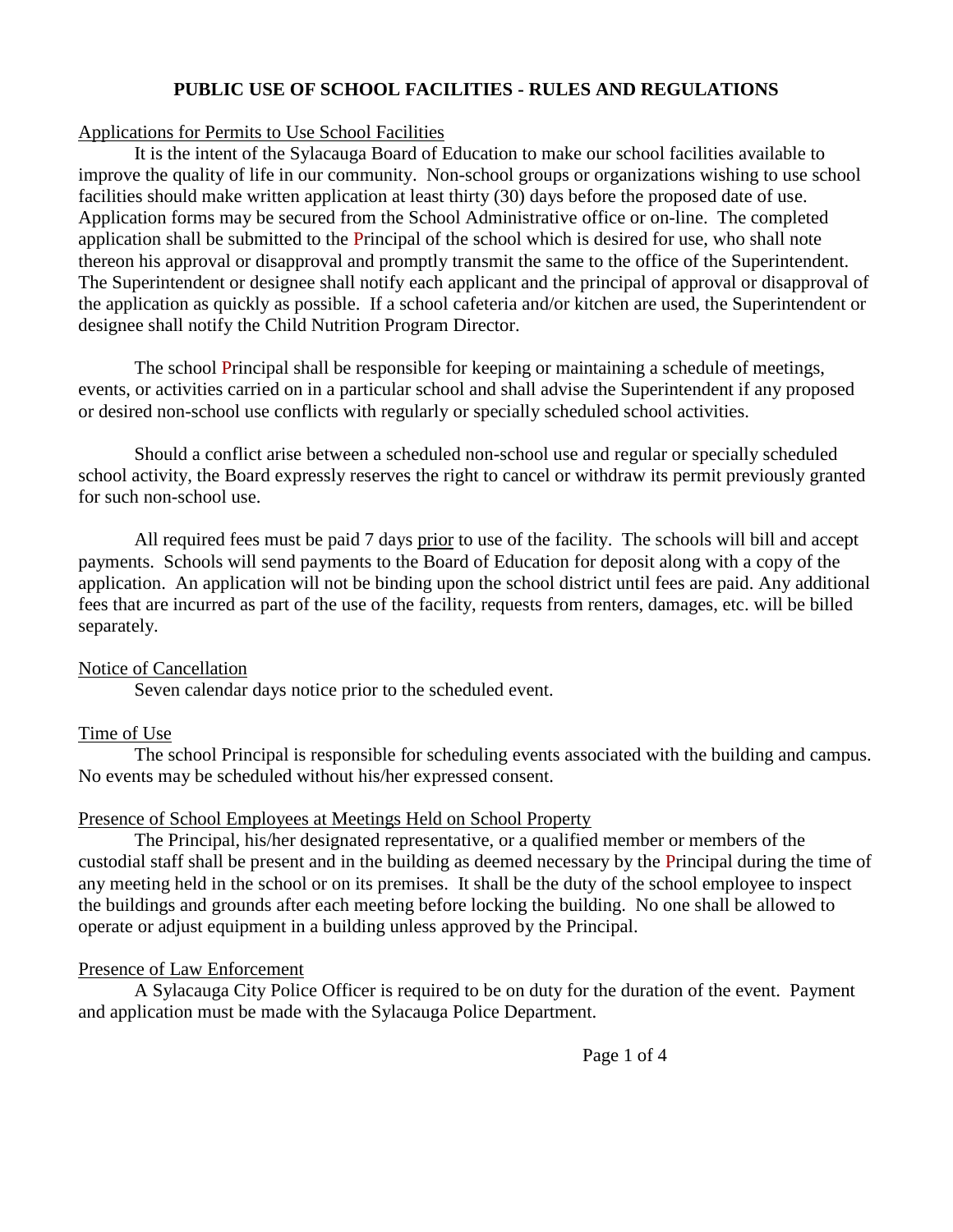# PUBLIC USE OF SCHOOL FACILITIES - RULES AND REGULATIONS

## Applications for Permits to Use School Facilities

It is the intent of the Sylacauga Board of Education to make our school facilities available to improve the quality of life in our community. Non-school groups or organizations wishing to use school facilities should make written application at least thirty (30) days before the proposed date of use. Application forms may be secured from the School Administrative office or on-line. The completed application shall be submitted to the Principal of the school which is desired for use, who shall note thereon his approval or disapproval and promptly transmit the same to the office of the Superintendent. The Superintendent or designee shall notify each applicant and the principal of approval or disapproval of the application as quickly as possible. If a school cafeteria and/or kitchen are used, the Superintendent or designee shall notify the Child Nutrition Program Director.

The school Principal shall be responsible for keeping or maintaining a schedule of meetings, events, or activities carried on in a particular school and shall advise the Superintendent if any proposed or desired non-school use conflicts with regularly or specially scheduled school activities.

Should a conflict arise between a scheduled non-school use and regular or specially scheduled school activity, the Board expressly reserves the right to cancel or withdraw its permit previously granted for such non-school use.

All required fees must be paid 7 days prior to use of the facility. The schools will bill and accept payments. Schools will send payments to the Board of Education for deposit along with a copy of the application. An application will not be binding upon the school district until fees are paid. Any additional fees that are incurred as part of the use of the facility, requests from renters, damages, etc. will be billed separately.

## Notice of Cancellation

Seven calendar days notice prior to the scheduled event.

## Time of Use

The school Principal is responsible for scheduling events associated with the building and campus. No events may be scheduled without his/her expressed consent.

## Presence of School Employees at Meetings Held on School Property

The Principal, his/her designated representative, or a qualified member or members of the custodial staff shall be present and in the building as deemed necessary by the Principal during the time of any meeting held in the school or on its premises. It shall be the duty of the school employee to inspect the buildings and grounds after each meeting before locking the building. No one shall be allowed to operate or adjust equipment in a building unless approved by the Principal.

## Presence of Law Enforcement

A Sylacauga City Police Officer is required to be on duty for the duration of the event. Payment and application must be made with the Sylacauga Police Department.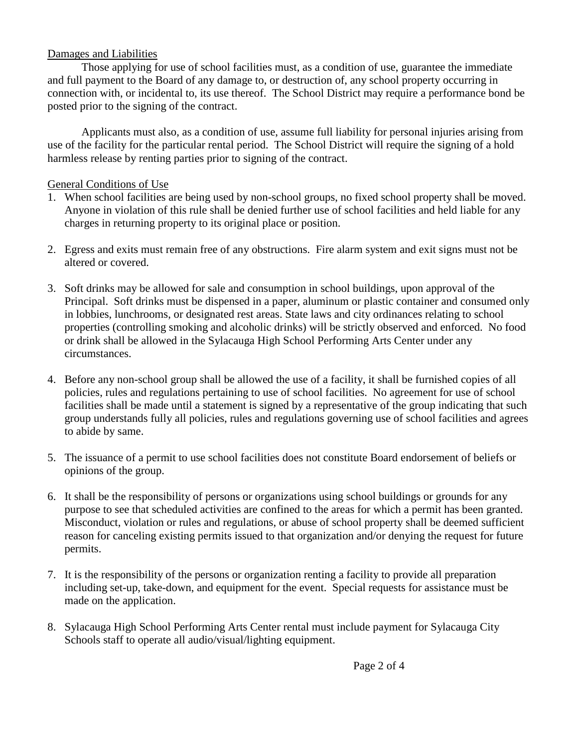## Damages and Liabilities

Those applying for use of school facilities must, as a condition of use, guarantee the immediate and full payment to the Board of any damage to, or destruction of, any school property occurring in connection with, or incidental to, its use thereof. The School District may require a performance bond be posted prior to the signing of the contract.

Applicants must also, as a condition of use, assume full liability for personal injuries arising from use of the facility for the particular rental period. The School District will require the signing of a hold harmless release by renting parties prior to signing of the contract.

## General Conditions of Use

1. When school facilities are being used by non-school groups, no fixed school property shall be moved. Anyone in violation of this rule shall be denied further use of school facilities and held liable for any charges in returning property to its original place or position.

2. Egress and exits must remain free of any obstructions. Fire alarm system and exit signs must not be altered or covered.

3. Soft drinks may be allowed for sale and consumption in school buildings, upon approval of the Principal. Soft drinks must be dispensed in a paper, aluminum or plastic container and consumed only in lobbies, lunchrooms, or designated rest areas. State laws and city ordinances relating to school properties (controlling smoking and alcoholic drinks) will be strictly observed and enforced. No food or drink shall be allowed in the Sylacauga High School Performing Arts Center under any circumstances.

4. Before any non-school group shall be allowed the use of a facility, it shall be furnished copies of all policies, rules and regulations pertaining to use of school facilities. No agreement for use of school facilities shall be made until a statement is signed by a representative of the group indicating that such group understands fully all policies, rules and regulations governing use of school facilities and agrees to abide by same.

5. The issuance of a permit to use school facilities does not constitute Board endorsement of beliefs or opinions of the group.

6. It shall be the responsibility of persons or organizations using school buildings or grounds for any purpose to see that scheduled activities are confined to the areas for which a permit has been granted. Misconduct, violation or rules and regulations, or abuse of school property shall be deemed sufficient reason for canceling existing permits issued to that organization and/or denying the request for future permits.

7. It is the responsibility of the persons or organization renting a facility to provide all preparation including set-up, take-down, and equipment for the event. Special requests for assistance must be made on the application.

8. Sylacauga High School Performing Arts Center rental must include payment for Sylacauga City Schools staff to operate all audio/visual/lighting equipment.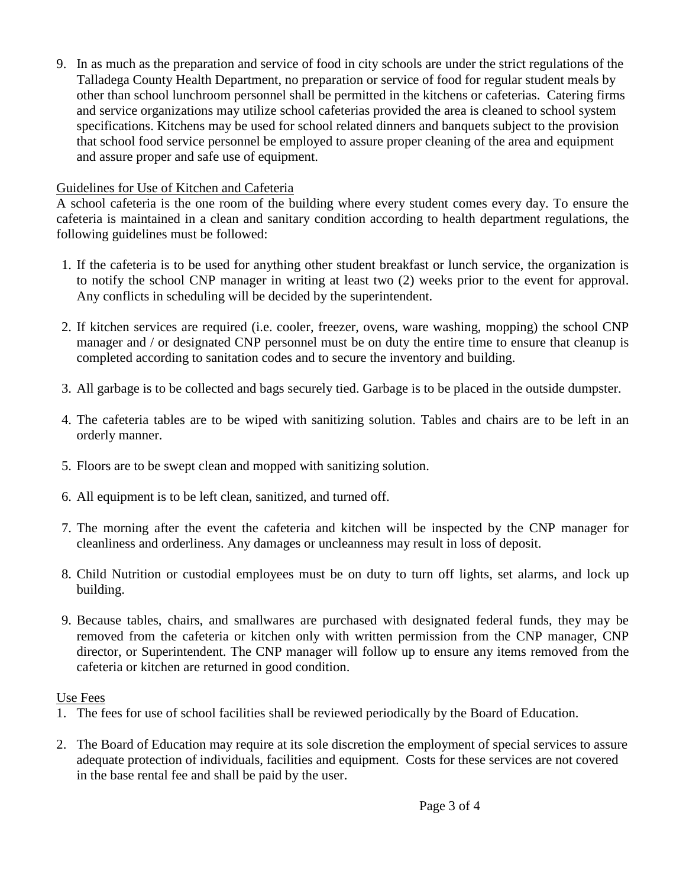9. In as much as the preparation and service of food in city schools are under the strict regulations of the Talladega County Health Department, no preparation or service of food for regular student meals by other than school lunchroom personnel shall be permitted in the kitchens or cafeterias. Catering firms and service organizations may utilize school cafeterias provided the area is cleaned to school system specifications. Kitchens may be used for school related dinners and banquets subject to the provision that school food service personnel be employed to assure proper cleaning of the area and equipment and assure proper and safe use of equipment.

Guidelines for Use of Kitchen and Cafeteria

A school cafeteria is the one room of the building where every student comes every day. To ensure the cafeteria is maintained in a clean and sanitary condition according to health department regulations, the following guidelines must be followed:

1. If the cafeteria is to be used for anything other student breakfast or lunch service, the organization is to notify the school CNP manager in writing at least two (2) weeks prior to the event for approval. Any conflicts in scheduling will be decided by the superintendent.

2. If kitchen services are required (i.e. cooler, freezer, ovens, ware washing, mopping) the school CNP manager and / or designated CNP personnel must be on duty the entire time to ensure that cleanup is completed according to sanitation codes and to secure the inventory and building.

3. All garbage is to be collected and bags securely tied. Garbage is to be placed in the outside dumpster.

4. The cafeteria tables are to be wiped with sanitizing solution. Tables and chairs are to be left in an orderly manner.

5. Floors are to be swept clean and mopped with sanitizing solution.

6. All equipment is to be left clean, sanitized, and turned off.

7. The morning after the event the cafeteria and kitchen will be inspected by the CNP manager for cleanliness and orderliness. Any damages or uncleanness may result in loss of deposit.

8. Child Nutrition or custodial employees must be on duty to turn off lights, set alarms, and lock up building.

9. Because tables, chairs, and smallwares are purchased with designated federal funds, they may be removed from the cafeteria or kitchen only with written permission from the CNP manager, CNP director, or Superintendent. The CNP manager will follow up to ensure any items removed from the cafeteria or kitchen are returned in good condition.

Use Fees

1. The fees for use of school facilities shall be reviewed periodically by the Board of Education.

2. The Board of Education may require at its sole discretion the employment of special services to assure adequate protection of individuals, facilities and equipment. Costs for these services are not covered in the base rental fee and shall be paid by the user.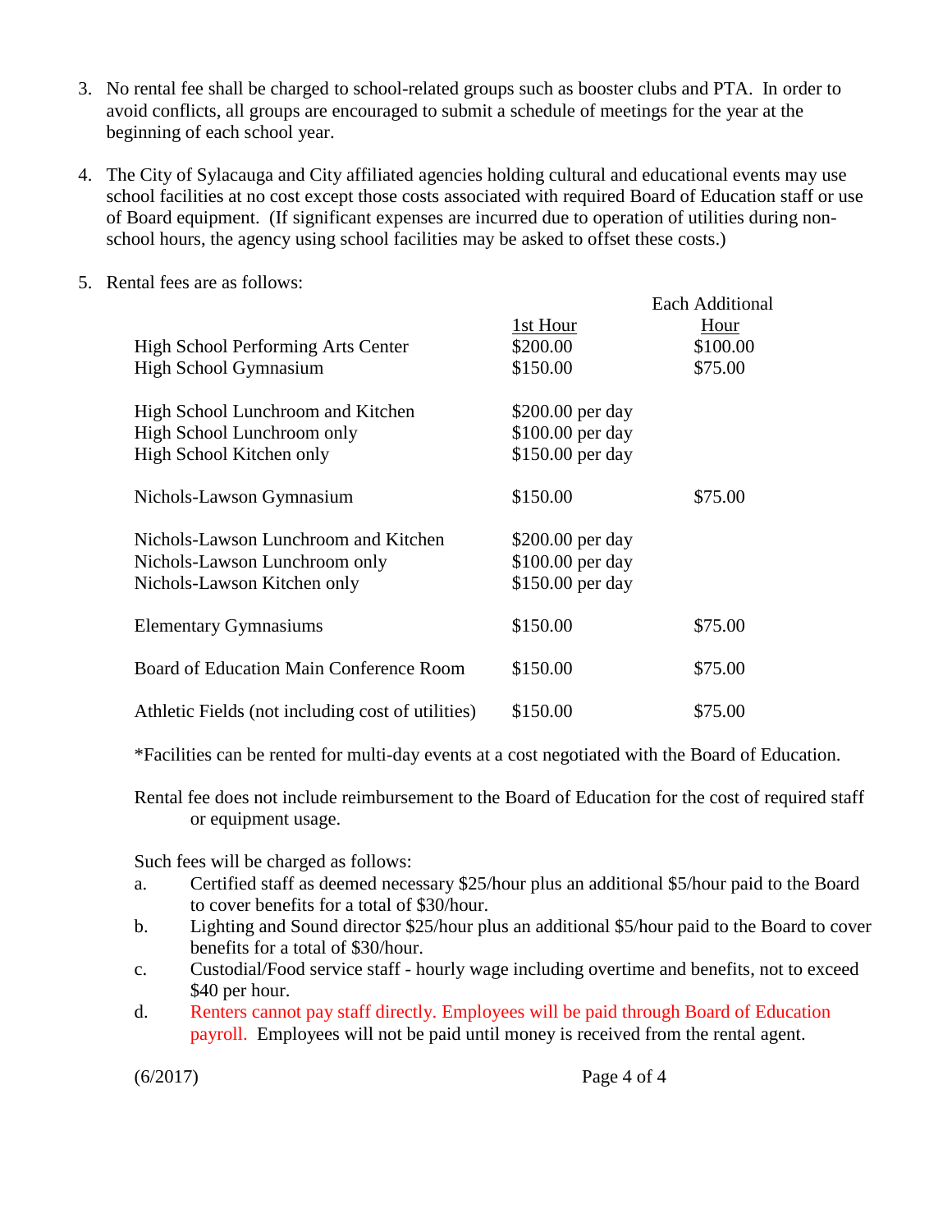3. No rental fee shall be charged to school-related groups such as booster clubs and PTA. In order to avoid conflicts, all groups are encouraged to submit a schedule of meetings for the year at the beginning of each school year.

4. The City of Sylacauga and City affiliated agencies holding cultural and educational events may use school facilities at no cost except those costs associated with required Board of Education staff or use of Board equipment. (If significant expenses are incurred due to operation of utilities during non-school hours, the agency using school facilities may be asked to offset these costs.)

5. Rental fees are as follows:

| | 1st Hour | Each Additional Hour |
|---|---|---|
| High School Performing Arts Center | $200.00 | $100.00 |
| High School Gymnasium | $150.00 | $75.00 |
| High School Lunchroom and Kitchen | $200.00 per day | |
| High School Lunchroom only | $100.00 per day | |
| High School Kitchen only | $150.00 per day | |
| Nichols-Lawson Gymnasium | $150.00 | $75.00 |
| Nichols-Lawson Lunchroom and Kitchen | $200.00 per day | |
| Nichols-Lawson Lunchroom only | $100.00 per day | |
| Nichols-Lawson Kitchen only | $150.00 per day | |
| Elementary Gymnasiums | $150.00 | $75.00 |
| Board of Education Main Conference Room | $150.00 | $75.00 |
| Athletic Fields (not including cost of utilities) | $150.00 | $75.00 |

*Facilities can be rented for multi-day events at a cost negotiated with the Board of Education.

Rental fee does not include reimbursement to the Board of Education for the cost of required staff or equipment usage.

Such fees will be charged as follows:

a. Certified staff as deemed necessary $25/hour plus an additional $5/hour paid to the Board to cover benefits for a total of $30/hour.
b. Lighting and Sound director $25/hour plus an additional $5/hour paid to the Board to cover benefits for a total of $30/hour.
c. Custodial/Food service staff - hourly wage including overtime and benefits, not to exceed $40 per hour.
d. Renters cannot pay staff directly. Employees will be paid through Board of Education payroll. Employees will not be paid until money is received from the rental agent.

(6/2017)